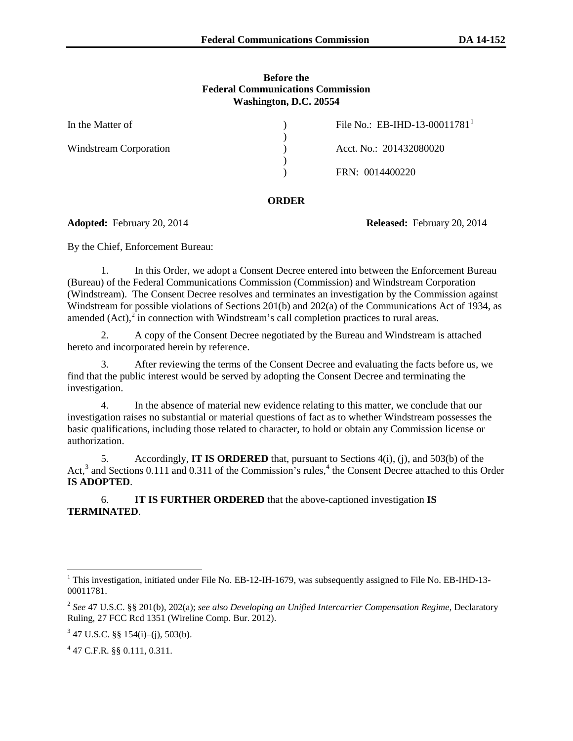**Before the**
**Federal Communications Commission**
**Washington, D.C. 20554**

| | | |
|---|---|---|
| In the Matter of | ) | File No.: EB-IHD-13-00011781[1] |
| | ) | |
| Windstream Corporation | ) | Acct. No.: 201432080020 |
| | ) | |
| | ) | FRN: 0014400220 |

## ORDER

**Adopted:** February 20, 2014 **Released:** February 20, 2014

By the Chief, Enforcement Bureau:

1. In this Order, we adopt a Consent Decree entered into between the Enforcement Bureau (Bureau) of the Federal Communications Commission (Commission) and Windstream Corporation (Windstream). The Consent Decree resolves and terminates an investigation by the Commission against Windstream for possible violations of Sections 201(b) and 202(a) of the Communications Act of 1934, as amended (Act),[2] in connection with Windstream's call completion practices to rural areas.

2. A copy of the Consent Decree negotiated by the Bureau and Windstream is attached hereto and incorporated herein by reference.

3. After reviewing the terms of the Consent Decree and evaluating the facts before us, we find that the public interest would be served by adopting the Consent Decree and terminating the investigation.

4. In the absence of material new evidence relating to this matter, we conclude that our investigation raises no substantial or material questions of fact as to whether Windstream possesses the basic qualifications, including those related to character, to hold or obtain any Commission license or authorization.

5. Accordingly, **IT IS ORDERED** that, pursuant to Sections 4(i), (j), and 503(b) of the Act,[3] and Sections 0.111 and 0.311 of the Commission's rules,[4] the Consent Decree attached to this Order **IS ADOPTED**.

6. **IT IS FURTHER ORDERED** that the above-captioned investigation **IS TERMINATED**.

---

[1] This investigation, initiated under File No. EB-12-IH-1679, was subsequently assigned to File No. EB-IHD-13-00011781.

[2] *See* 47 U.S.C. §§ 201(b), 202(a); *see also Developing an Unified Intercarrier Compensation Regime*, Declaratory Ruling, 27 FCC Rcd 1351 (Wireline Comp. Bur. 2012).

[3] 47 U.S.C. §§ 154(i)–(j), 503(b).

[4] 47 C.F.R. §§ 0.111, 0.311.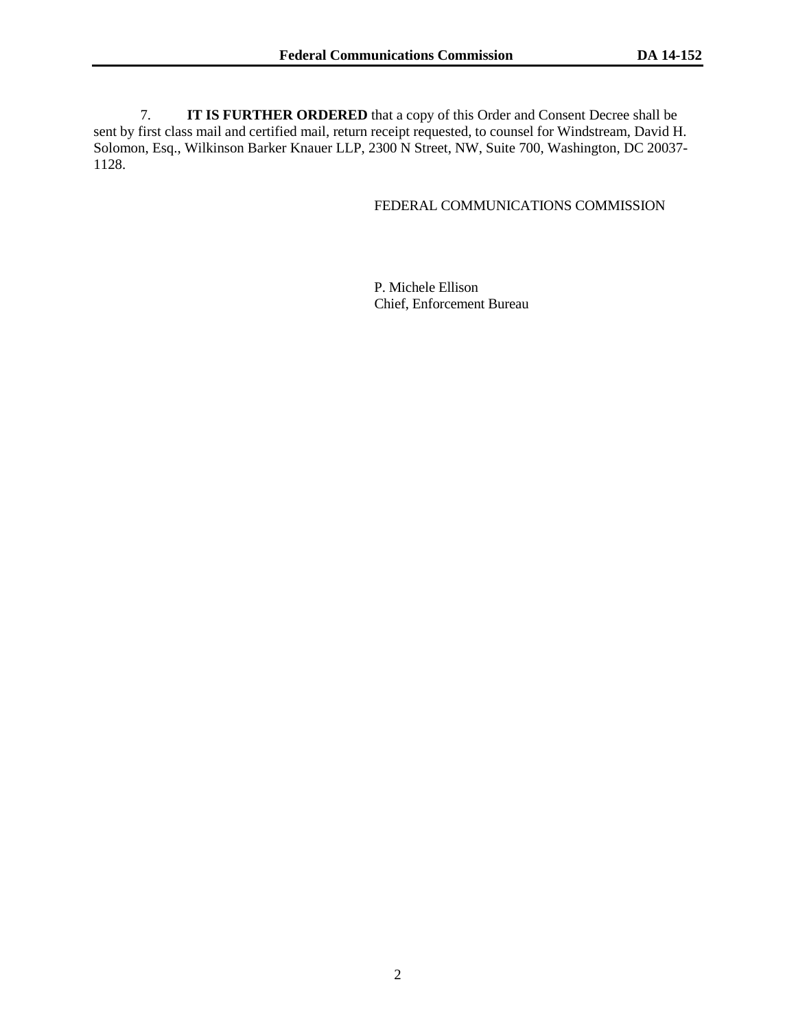7. **IT IS FURTHER ORDERED** that a copy of this Order and Consent Decree shall be sent by first class mail and certified mail, return receipt requested, to counsel for Windstream, David H. Solomon, Esq., Wilkinson Barker Knauer LLP, 2300 N Street, NW, Suite 700, Washington, DC 20037-1128.

FEDERAL COMMUNICATIONS COMMISSION

P. Michele Ellison
Chief, Enforcement Bureau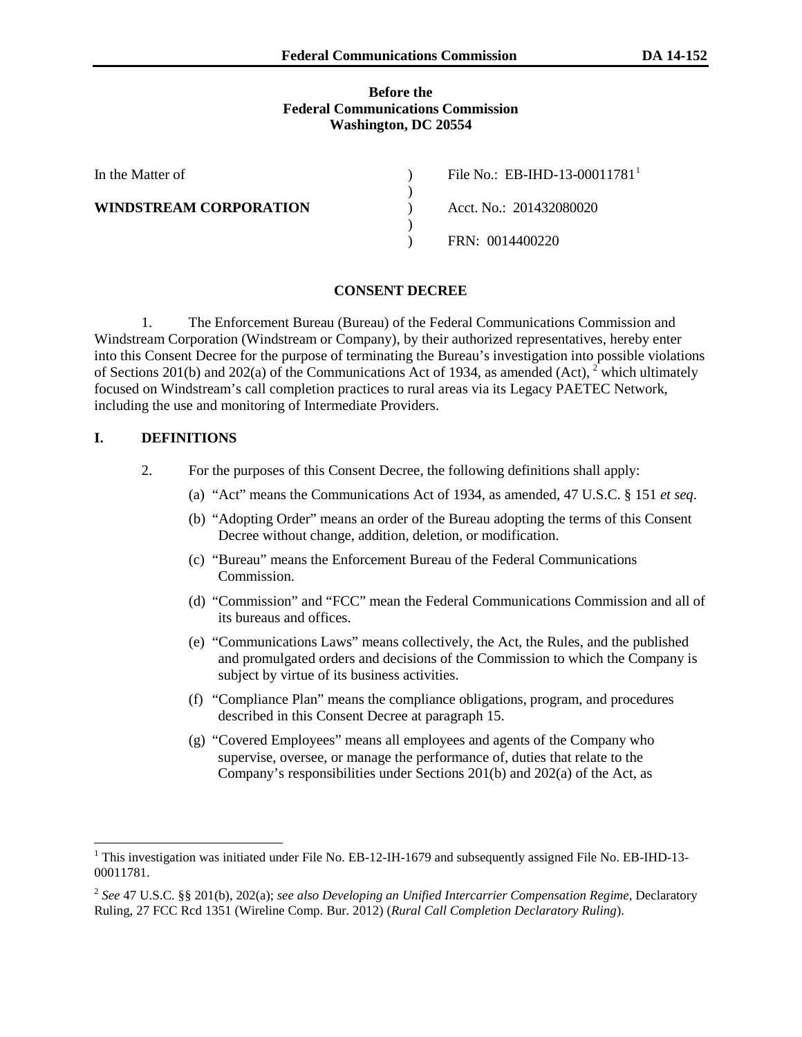**Before the**
**Federal Communications Commission**
**Washington, DC 20554**

| In the Matter of | ) | File No.: EB-IHD-13-00011781[1] |
|---|---|---|
| | ) | |
| **WINDSTREAM CORPORATION** | ) | Acct. No.: 201432080020 |
| | ) | |
| | ) | FRN: 0014400220 |

## CONSENT DECREE

1. The Enforcement Bureau (Bureau) of the Federal Communications Commission and Windstream Corporation (Windstream or Company), by their authorized representatives, hereby enter into this Consent Decree for the purpose of terminating the Bureau's investigation into possible violations of Sections 201(b) and 202(a) of the Communications Act of 1934, as amended (Act), [2] which ultimately focused on Windstream's call completion practices to rural areas via its Legacy PAETEC Network, including the use and monitoring of Intermediate Providers.

## I. DEFINITIONS

2. For the purposes of this Consent Decree, the following definitions shall apply:

(a) "Act" means the Communications Act of 1934, as amended, 47 U.S.C. § 151 *et seq*.

(b) "Adopting Order" means an order of the Bureau adopting the terms of this Consent Decree without change, addition, deletion, or modification.

(c) "Bureau" means the Enforcement Bureau of the Federal Communications Commission.

(d) "Commission" and "FCC" mean the Federal Communications Commission and all of its bureaus and offices.

(e) "Communications Laws" means collectively, the Act, the Rules, and the published and promulgated orders and decisions of the Commission to which the Company is subject by virtue of its business activities.

(f) "Compliance Plan" means the compliance obligations, program, and procedures described in this Consent Decree at paragraph 15.

(g) "Covered Employees" means all employees and agents of the Company who supervise, oversee, or manage the performance of, duties that relate to the Company's responsibilities under Sections 201(b) and 202(a) of the Act, as

---

[1] This investigation was initiated under File No. EB-12-IH-1679 and subsequently assigned File No. EB-IHD-13-00011781.

[2] *See* 47 U.S.C. §§ 201(b), 202(a); *see also Developing an Unified Intercarrier Compensation Regime*, Declaratory Ruling, 27 FCC Rcd 1351 (Wireline Comp. Bur. 2012) (*Rural Call Completion Declaratory Ruling*).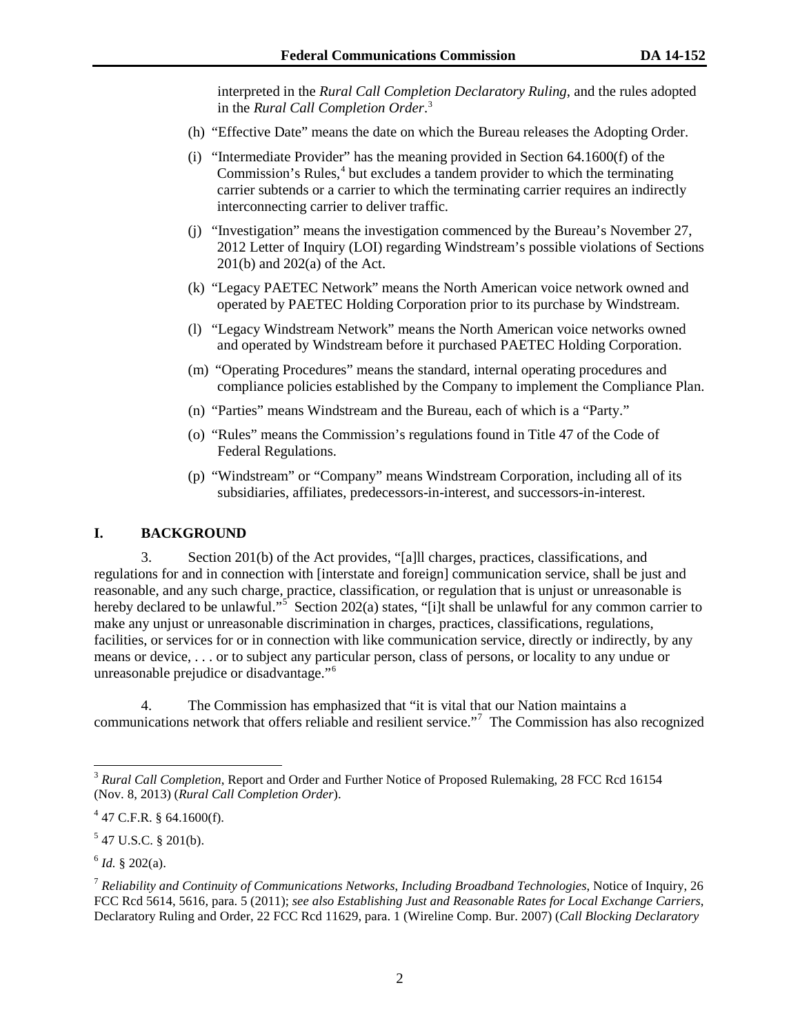interpreted in the *Rural Call Completion Declaratory Ruling*, and the rules adopted in the *Rural Call Completion Order*.[3]

(h) "Effective Date" means the date on which the Bureau releases the Adopting Order.

(i) "Intermediate Provider" has the meaning provided in Section 64.1600(f) of the Commission's Rules,[4] but excludes a tandem provider to which the terminating carrier subtends or a carrier to which the terminating carrier requires an indirectly interconnecting carrier to deliver traffic.

(j) "Investigation" means the investigation commenced by the Bureau's November 27, 2012 Letter of Inquiry (LOI) regarding Windstream's possible violations of Sections 201(b) and 202(a) of the Act.

(k) "Legacy PAETEC Network" means the North American voice network owned and operated by PAETEC Holding Corporation prior to its purchase by Windstream.

(l) "Legacy Windstream Network" means the North American voice networks owned and operated by Windstream before it purchased PAETEC Holding Corporation.

(m) "Operating Procedures" means the standard, internal operating procedures and compliance policies established by the Company to implement the Compliance Plan.

(n) "Parties" means Windstream and the Bureau, each of which is a "Party."

(o) "Rules" means the Commission's regulations found in Title 47 of the Code of Federal Regulations.

(p) "Windstream" or "Company" means Windstream Corporation, including all of its subsidiaries, affiliates, predecessors-in-interest, and successors-in-interest.

## I. BACKGROUND

3. Section 201(b) of the Act provides, "[a]ll charges, practices, classifications, and regulations for and in connection with [interstate and foreign] communication service, shall be just and reasonable, and any such charge, practice, classification, or regulation that is unjust or unreasonable is hereby declared to be unlawful."[5] Section 202(a) states, "[i]t shall be unlawful for any common carrier to make any unjust or unreasonable discrimination in charges, practices, classifications, regulations, facilities, or services for or in connection with like communication service, directly or indirectly, by any means or device, . . . or to subject any particular person, class of persons, or locality to any undue or unreasonable prejudice or disadvantage."[6]

4. The Commission has emphasized that "it is vital that our Nation maintains a communications network that offers reliable and resilient service."[7] The Commission has also recognized

---

[3] *Rural Call Completion*, Report and Order and Further Notice of Proposed Rulemaking, 28 FCC Rcd 16154 (Nov. 8, 2013) (*Rural Call Completion Order*).

[4] 47 C.F.R. § 64.1600(f).

[5] 47 U.S.C. § 201(b).

[6] *Id.* § 202(a).

[7] *Reliability and Continuity of Communications Networks, Including Broadband Technologies*, Notice of Inquiry, 26 FCC Rcd 5614, 5616, para. 5 (2011); *see also Establishing Just and Reasonable Rates for Local Exchange Carriers*, Declaratory Ruling and Order, 22 FCC Rcd 11629, para. 1 (Wireline Comp. Bur. 2007) (*Call Blocking Declaratory*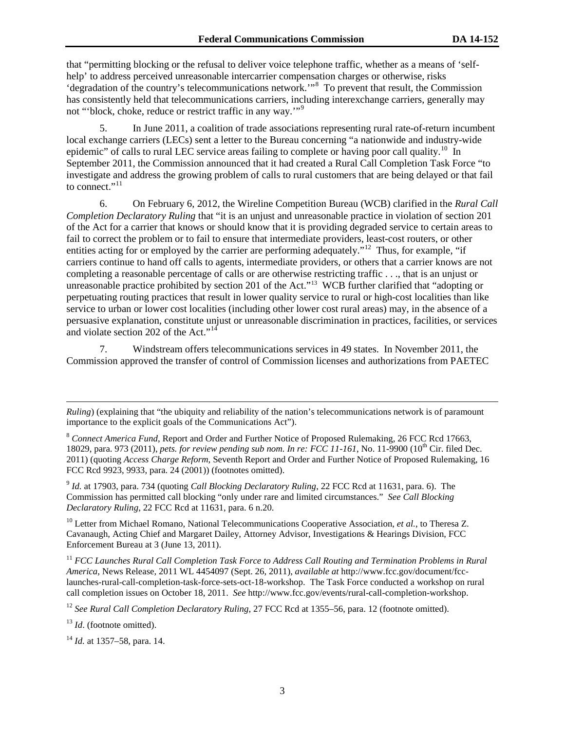that "permitting blocking or the refusal to deliver voice telephone traffic, whether as a means of 'self-help' to address perceived unreasonable intercarrier compensation charges or otherwise, risks 'degradation of the country's telecommunications network.'"[8] To prevent that result, the Commission has consistently held that telecommunications carriers, including interexchange carriers, generally may not "'block, choke, reduce or restrict traffic in any way.'"[9]

5. In June 2011, a coalition of trade associations representing rural rate-of-return incumbent local exchange carriers (LECs) sent a letter to the Bureau concerning "a nationwide and industry-wide epidemic" of calls to rural LEC service areas failing to complete or having poor call quality.[10] In September 2011, the Commission announced that it had created a Rural Call Completion Task Force "to investigate and address the growing problem of calls to rural customers that are being delayed or that fail to connect."[11]

6. On February 6, 2012, the Wireline Competition Bureau (WCB) clarified in the *Rural Call Completion Declaratory Ruling* that "it is an unjust and unreasonable practice in violation of section 201 of the Act for a carrier that knows or should know that it is providing degraded service to certain areas to fail to correct the problem or to fail to ensure that intermediate providers, least-cost routers, or other entities acting for or employed by the carrier are performing adequately."[12] Thus, for example, "if carriers continue to hand off calls to agents, intermediate providers, or others that a carrier knows are not completing a reasonable percentage of calls or are otherwise restricting traffic . . ., that is an unjust or unreasonable practice prohibited by section 201 of the Act."[13] WCB further clarified that "adopting or perpetuating routing practices that result in lower quality service to rural or high-cost localities than like service to urban or lower cost localities (including other lower cost rural areas) may, in the absence of a persuasive explanation, constitute unjust or unreasonable discrimination in practices, facilities, or services and violate section 202 of the Act."[14]

7. Windstream offers telecommunications services in 49 states. In November 2011, the Commission approved the transfer of control of Commission licenses and authorizations from PAETEC

---

*Ruling*) (explaining that "the ubiquity and reliability of the nation's telecommunications network is of paramount importance to the explicit goals of the Communications Act").

[8] *Connect America Fund*, Report and Order and Further Notice of Proposed Rulemaking, 26 FCC Rcd 17663, 18029, para. 973 (2011), *pets. for review pending sub nom. In re: FCC 11-161*, No. 11-9900 (10th Cir. filed Dec. 2011) (quoting *Access Charge Reform*, Seventh Report and Order and Further Notice of Proposed Rulemaking, 16 FCC Rcd 9923, 9933, para. 24 (2001)) (footnotes omitted).

[9] *Id.* at 17903, para. 734 (quoting *Call Blocking Declaratory Ruling*, 22 FCC Rcd at 11631, para. 6). The Commission has permitted call blocking "only under rare and limited circumstances." *See Call Blocking Declaratory Ruling*, 22 FCC Rcd at 11631, para. 6 n.20.

[10] Letter from Michael Romano, National Telecommunications Cooperative Association, *et al.*, to Theresa Z. Cavanaugh, Acting Chief and Margaret Dailey, Attorney Advisor, Investigations & Hearings Division, FCC Enforcement Bureau at 3 (June 13, 2011).

[11] *FCC Launches Rural Call Completion Task Force to Address Call Routing and Termination Problems in Rural America*, News Release, 2011 WL 4454097 (Sept. 26, 2011), *available at* http://www.fcc.gov/document/fcc-launches-rural-call-completion-task-force-sets-oct-18-workshop. The Task Force conducted a workshop on rural call completion issues on October 18, 2011. *See* http://www.fcc.gov/events/rural-call-completion-workshop.

[12] *See Rural Call Completion Declaratory Ruling*, 27 FCC Rcd at 1355–56, para. 12 (footnote omitted).

[13] *Id*. (footnote omitted).

[14] *Id.* at 1357–58, para. 14.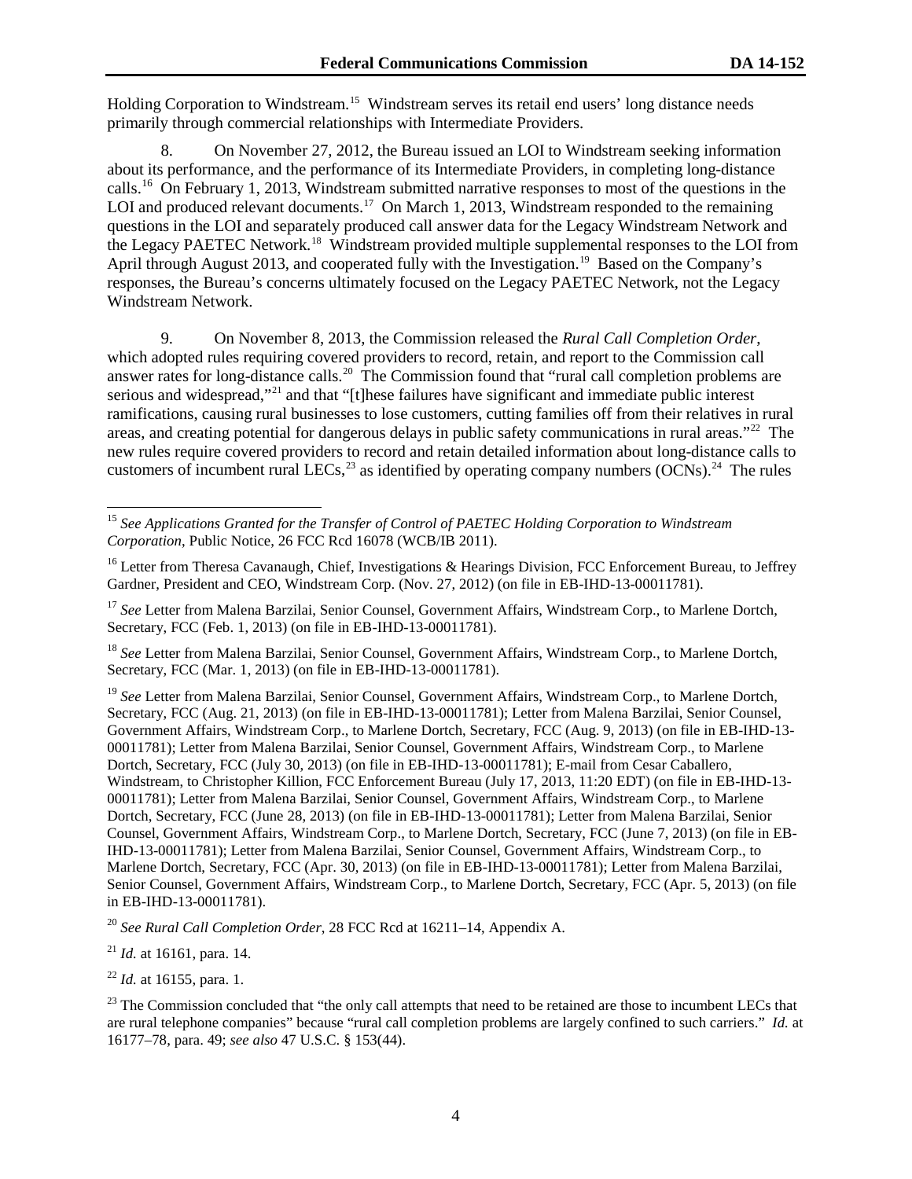Holding Corporation to Windstream.[15] Windstream serves its retail end users' long distance needs primarily through commercial relationships with Intermediate Providers.

8. On November 27, 2012, the Bureau issued an LOI to Windstream seeking information about its performance, and the performance of its Intermediate Providers, in completing long-distance calls.[16] On February 1, 2013, Windstream submitted narrative responses to most of the questions in the LOI and produced relevant documents.[17] On March 1, 2013, Windstream responded to the remaining questions in the LOI and separately produced call answer data for the Legacy Windstream Network and the Legacy PAETEC Network.[18] Windstream provided multiple supplemental responses to the LOI from April through August 2013, and cooperated fully with the Investigation.[19] Based on the Company's responses, the Bureau's concerns ultimately focused on the Legacy PAETEC Network, not the Legacy Windstream Network.

9. On November 8, 2013, the Commission released the *Rural Call Completion Order*, which adopted rules requiring covered providers to record, retain, and report to the Commission call answer rates for long-distance calls.[20] The Commission found that "rural call completion problems are serious and widespread,"[21] and that "[t]hese failures have significant and immediate public interest ramifications, causing rural businesses to lose customers, cutting families off from their relatives in rural areas, and creating potential for dangerous delays in public safety communications in rural areas."[22] The new rules require covered providers to record and retain detailed information about long-distance calls to customers of incumbent rural LECs,[23] as identified by operating company numbers (OCNs).[24] The rules

---

[15] *See Applications Granted for the Transfer of Control of PAETEC Holding Corporation to Windstream Corporation*, Public Notice, 26 FCC Rcd 16078 (WCB/IB 2011).

[16] Letter from Theresa Cavanaugh, Chief, Investigations & Hearings Division, FCC Enforcement Bureau, to Jeffrey Gardner, President and CEO, Windstream Corp. (Nov. 27, 2012) (on file in EB-IHD-13-00011781).

[17] *See* Letter from Malena Barzilai, Senior Counsel, Government Affairs, Windstream Corp., to Marlene Dortch, Secretary, FCC (Feb. 1, 2013) (on file in EB-IHD-13-00011781).

[18] *See* Letter from Malena Barzilai, Senior Counsel, Government Affairs, Windstream Corp., to Marlene Dortch, Secretary, FCC (Mar. 1, 2013) (on file in EB-IHD-13-00011781).

[19] *See* Letter from Malena Barzilai, Senior Counsel, Government Affairs, Windstream Corp., to Marlene Dortch, Secretary, FCC (Aug. 21, 2013) (on file in EB-IHD-13-00011781); Letter from Malena Barzilai, Senior Counsel, Government Affairs, Windstream Corp., to Marlene Dortch, Secretary, FCC (Aug. 9, 2013) (on file in EB-IHD-13-00011781); Letter from Malena Barzilai, Senior Counsel, Government Affairs, Windstream Corp., to Marlene Dortch, Secretary, FCC (July 30, 2013) (on file in EB-IHD-13-00011781); E-mail from Cesar Caballero, Windstream, to Christopher Killion, FCC Enforcement Bureau (July 17, 2013, 11:20 EDT) (on file in EB-IHD-13-00011781); Letter from Malena Barzilai, Senior Counsel, Government Affairs, Windstream Corp., to Marlene Dortch, Secretary, FCC (June 28, 2013) (on file in EB-IHD-13-00011781); Letter from Malena Barzilai, Senior Counsel, Government Affairs, Windstream Corp., to Marlene Dortch, Secretary, FCC (June 7, 2013) (on file in EB-IHD-13-00011781); Letter from Malena Barzilai, Senior Counsel, Government Affairs, Windstream Corp., to Marlene Dortch, Secretary, FCC (Apr. 30, 2013) (on file in EB-IHD-13-00011781); Letter from Malena Barzilai, Senior Counsel, Government Affairs, Windstream Corp., to Marlene Dortch, Secretary, FCC (Apr. 5, 2013) (on file in EB-IHD-13-00011781).

[20] *See Rural Call Completion Order*, 28 FCC Rcd at 16211–14, Appendix A.

[21] *Id.* at 16161, para. 14.

[22] *Id.* at 16155, para. 1.

[23] The Commission concluded that "the only call attempts that need to be retained are those to incumbent LECs that are rural telephone companies" because "rural call completion problems are largely confined to such carriers." *Id.* at 16177–78, para. 49; *see also* 47 U.S.C. § 153(44).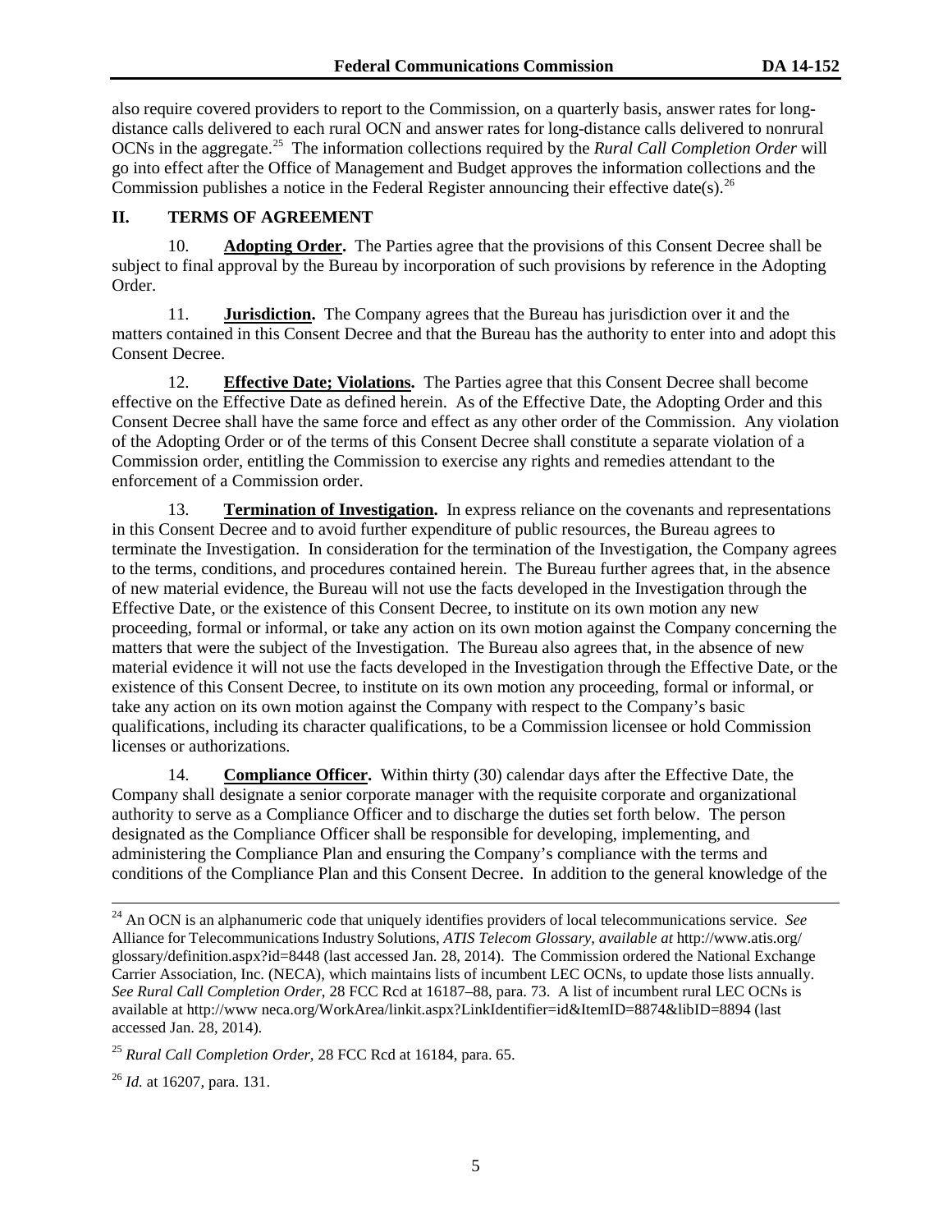also require covered providers to report to the Commission, on a quarterly basis, answer rates for long-distance calls delivered to each rural OCN and answer rates for long-distance calls delivered to nonrural OCNs in the aggregate.[25] The information collections required by the *Rural Call Completion Order* will go into effect after the Office of Management and Budget approves the information collections and the Commission publishes a notice in the Federal Register announcing their effective date(s).[26]

## II. TERMS OF AGREEMENT

10. **Adopting Order.** The Parties agree that the provisions of this Consent Decree shall be subject to final approval by the Bureau by incorporation of such provisions by reference in the Adopting Order.

11. **Jurisdiction.** The Company agrees that the Bureau has jurisdiction over it and the matters contained in this Consent Decree and that the Bureau has the authority to enter into and adopt this Consent Decree.

12. **Effective Date; Violations.** The Parties agree that this Consent Decree shall become effective on the Effective Date as defined herein. As of the Effective Date, the Adopting Order and this Consent Decree shall have the same force and effect as any other order of the Commission. Any violation of the Adopting Order or of the terms of this Consent Decree shall constitute a separate violation of a Commission order, entitling the Commission to exercise any rights and remedies attendant to the enforcement of a Commission order.

13. **Termination of Investigation.** In express reliance on the covenants and representations in this Consent Decree and to avoid further expenditure of public resources, the Bureau agrees to terminate the Investigation. In consideration for the termination of the Investigation, the Company agrees to the terms, conditions, and procedures contained herein. The Bureau further agrees that, in the absence of new material evidence, the Bureau will not use the facts developed in the Investigation through the Effective Date, or the existence of this Consent Decree, to institute on its own motion any new proceeding, formal or informal, or take any action on its own motion against the Company concerning the matters that were the subject of the Investigation. The Bureau also agrees that, in the absence of new material evidence it will not use the facts developed in the Investigation through the Effective Date, or the existence of this Consent Decree, to institute on its own motion any proceeding, formal or informal, or take any action on its own motion against the Company with respect to the Company's basic qualifications, including its character qualifications, to be a Commission licensee or hold Commission licenses or authorizations.

14. **Compliance Officer.** Within thirty (30) calendar days after the Effective Date, the Company shall designate a senior corporate manager with the requisite corporate and organizational authority to serve as a Compliance Officer and to discharge the duties set forth below. The person designated as the Compliance Officer shall be responsible for developing, implementing, and administering the Compliance Plan and ensuring the Company's compliance with the terms and conditions of the Compliance Plan and this Consent Decree. In addition to the general knowledge of the

---

[24] An OCN is an alphanumeric code that uniquely identifies providers of local telecommunications service. *See* Alliance for Telecommunications Industry Solutions, *ATIS Telecom Glossary*, *available at* http://www.atis.org/glossary/definition.aspx?id=8448 (last accessed Jan. 28, 2014). The Commission ordered the National Exchange Carrier Association, Inc. (NECA), which maintains lists of incumbent LEC OCNs, to update those lists annually. *See Rural Call Completion Order*, 28 FCC Rcd at 16187–88, para. 73. A list of incumbent rural LEC OCNs is available at http://www neca.org/WorkArea/linkit.aspx?LinkIdentifier=id&ItemID=8874&libID=8894 (last accessed Jan. 28, 2014).

[25] *Rural Call Completion Order*, 28 FCC Rcd at 16184, para. 65.

[26] *Id.* at 16207, para. 131.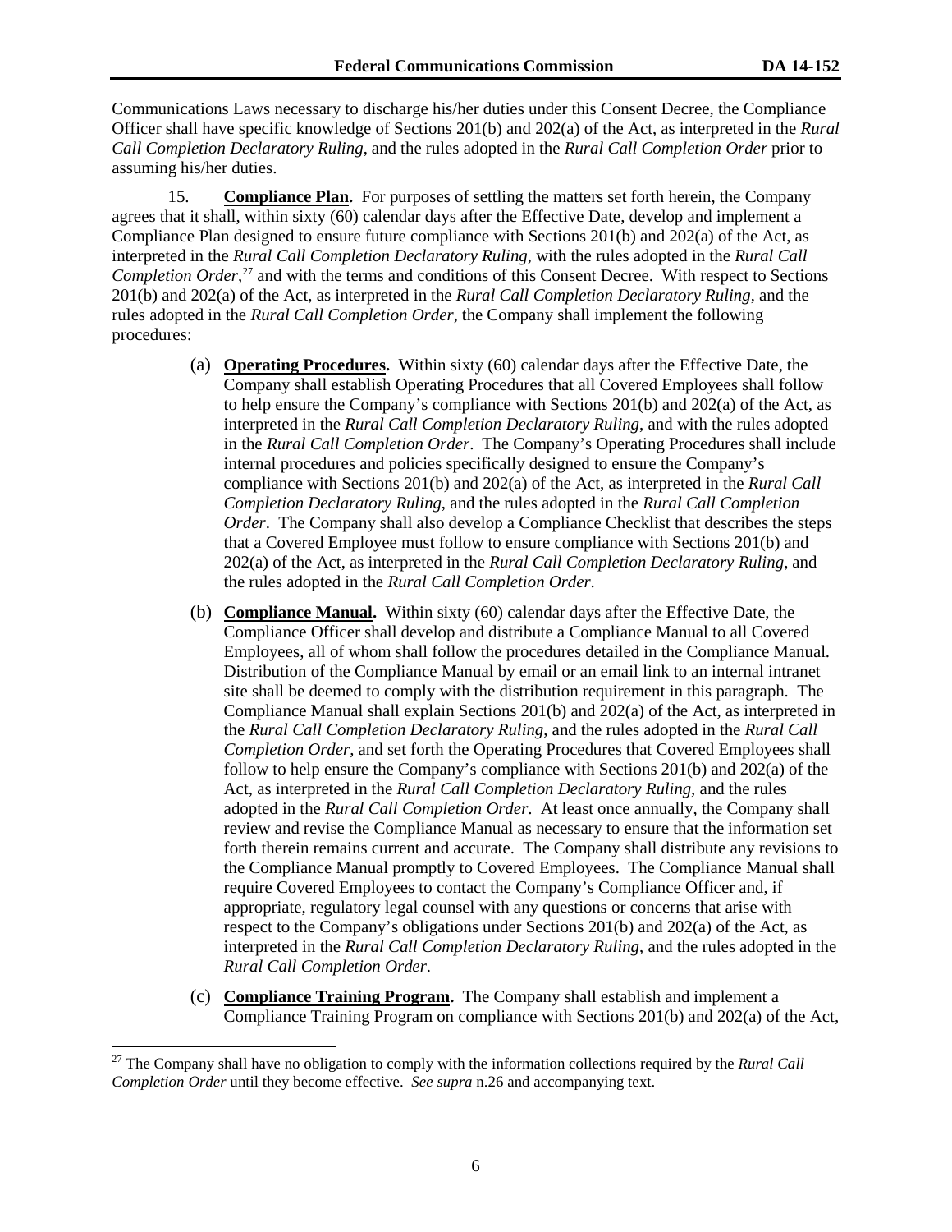Communications Laws necessary to discharge his/her duties under this Consent Decree, the Compliance Officer shall have specific knowledge of Sections 201(b) and 202(a) of the Act, as interpreted in the *Rural Call Completion Declaratory Ruling*, and the rules adopted in the *Rural Call Completion Order* prior to assuming his/her duties.

15. **Compliance Plan.** For purposes of settling the matters set forth herein, the Company agrees that it shall, within sixty (60) calendar days after the Effective Date, develop and implement a Compliance Plan designed to ensure future compliance with Sections 201(b) and 202(a) of the Act, as interpreted in the *Rural Call Completion Declaratory Ruling*, with the rules adopted in the *Rural Call Completion Order*,[27] and with the terms and conditions of this Consent Decree. With respect to Sections 201(b) and 202(a) of the Act, as interpreted in the *Rural Call Completion Declaratory Ruling*, and the rules adopted in the *Rural Call Completion Order*, the Company shall implement the following procedures:

(a) **Operating Procedures.** Within sixty (60) calendar days after the Effective Date, the Company shall establish Operating Procedures that all Covered Employees shall follow to help ensure the Company's compliance with Sections 201(b) and 202(a) of the Act, as interpreted in the *Rural Call Completion Declaratory Ruling*, and with the rules adopted in the *Rural Call Completion Order*. The Company's Operating Procedures shall include internal procedures and policies specifically designed to ensure the Company's compliance with Sections 201(b) and 202(a) of the Act, as interpreted in the *Rural Call Completion Declaratory Ruling*, and the rules adopted in the *Rural Call Completion Order*. The Company shall also develop a Compliance Checklist that describes the steps that a Covered Employee must follow to ensure compliance with Sections 201(b) and 202(a) of the Act, as interpreted in the *Rural Call Completion Declaratory Ruling*, and the rules adopted in the *Rural Call Completion Order*.

(b) **Compliance Manual.** Within sixty (60) calendar days after the Effective Date, the Compliance Officer shall develop and distribute a Compliance Manual to all Covered Employees, all of whom shall follow the procedures detailed in the Compliance Manual. Distribution of the Compliance Manual by email or an email link to an internal intranet site shall be deemed to comply with the distribution requirement in this paragraph. The Compliance Manual shall explain Sections 201(b) and 202(a) of the Act, as interpreted in the *Rural Call Completion Declaratory Ruling*, and the rules adopted in the *Rural Call Completion Order*, and set forth the Operating Procedures that Covered Employees shall follow to help ensure the Company's compliance with Sections 201(b) and 202(a) of the Act, as interpreted in the *Rural Call Completion Declaratory Ruling*, and the rules adopted in the *Rural Call Completion Order*. At least once annually, the Company shall review and revise the Compliance Manual as necessary to ensure that the information set forth therein remains current and accurate. The Company shall distribute any revisions to the Compliance Manual promptly to Covered Employees. The Compliance Manual shall require Covered Employees to contact the Company's Compliance Officer and, if appropriate, regulatory legal counsel with any questions or concerns that arise with respect to the Company's obligations under Sections 201(b) and 202(a) of the Act, as interpreted in the *Rural Call Completion Declaratory Ruling*, and the rules adopted in the *Rural Call Completion Order*.

(c) **Compliance Training Program.** The Company shall establish and implement a Compliance Training Program on compliance with Sections 201(b) and 202(a) of the Act,

[27] The Company shall have no obligation to comply with the information collections required by the *Rural Call Completion Order* until they become effective. *See supra* n.26 and accompanying text.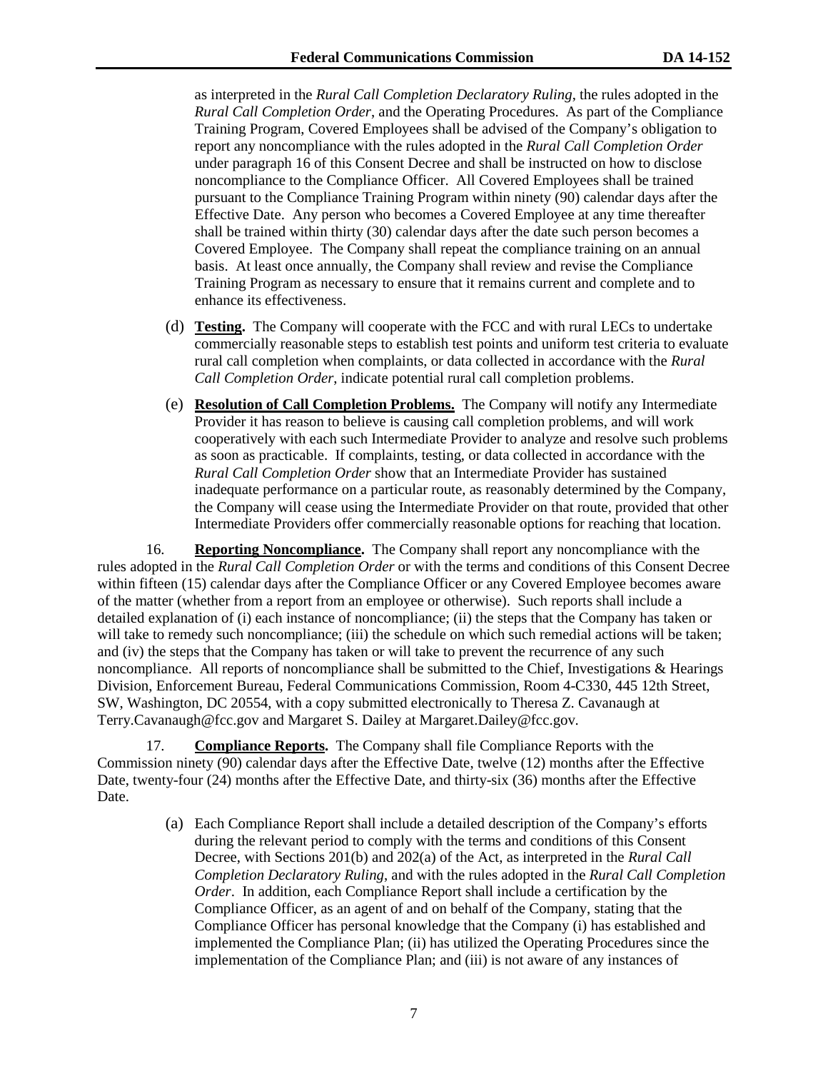as interpreted in the *Rural Call Completion Declaratory Ruling*, the rules adopted in the *Rural Call Completion Order*, and the Operating Procedures. As part of the Compliance Training Program, Covered Employees shall be advised of the Company's obligation to report any noncompliance with the rules adopted in the *Rural Call Completion Order* under paragraph 16 of this Consent Decree and shall be instructed on how to disclose noncompliance to the Compliance Officer. All Covered Employees shall be trained pursuant to the Compliance Training Program within ninety (90) calendar days after the Effective Date. Any person who becomes a Covered Employee at any time thereafter shall be trained within thirty (30) calendar days after the date such person becomes a Covered Employee. The Company shall repeat the compliance training on an annual basis. At least once annually, the Company shall review and revise the Compliance Training Program as necessary to ensure that it remains current and complete and to enhance its effectiveness.

(d) **Testing.** The Company will cooperate with the FCC and with rural LECs to undertake commercially reasonable steps to establish test points and uniform test criteria to evaluate rural call completion when complaints, or data collected in accordance with the *Rural Call Completion Order*, indicate potential rural call completion problems.

(e) **Resolution of Call Completion Problems.** The Company will notify any Intermediate Provider it has reason to believe is causing call completion problems, and will work cooperatively with each such Intermediate Provider to analyze and resolve such problems as soon as practicable. If complaints, testing, or data collected in accordance with the *Rural Call Completion Order* show that an Intermediate Provider has sustained inadequate performance on a particular route, as reasonably determined by the Company, the Company will cease using the Intermediate Provider on that route, provided that other Intermediate Providers offer commercially reasonable options for reaching that location.

16. **Reporting Noncompliance.** The Company shall report any noncompliance with the rules adopted in the *Rural Call Completion Order* or with the terms and conditions of this Consent Decree within fifteen (15) calendar days after the Compliance Officer or any Covered Employee becomes aware of the matter (whether from a report from an employee or otherwise). Such reports shall include a detailed explanation of (i) each instance of noncompliance; (ii) the steps that the Company has taken or will take to remedy such noncompliance; (iii) the schedule on which such remedial actions will be taken; and (iv) the steps that the Company has taken or will take to prevent the recurrence of any such noncompliance. All reports of noncompliance shall be submitted to the Chief, Investigations & Hearings Division, Enforcement Bureau, Federal Communications Commission, Room 4-C330, 445 12th Street, SW, Washington, DC 20554, with a copy submitted electronically to Theresa Z. Cavanaugh at Terry.Cavanaugh@fcc.gov and Margaret S. Dailey at Margaret.Dailey@fcc.gov.

17. **Compliance Reports.** The Company shall file Compliance Reports with the Commission ninety (90) calendar days after the Effective Date, twelve (12) months after the Effective Date, twenty-four (24) months after the Effective Date, and thirty-six (36) months after the Effective Date.

(a) Each Compliance Report shall include a detailed description of the Company's efforts during the relevant period to comply with the terms and conditions of this Consent Decree, with Sections 201(b) and 202(a) of the Act, as interpreted in the *Rural Call Completion Declaratory Ruling*, and with the rules adopted in the *Rural Call Completion Order*. In addition, each Compliance Report shall include a certification by the Compliance Officer, as an agent of and on behalf of the Company, stating that the Compliance Officer has personal knowledge that the Company (i) has established and implemented the Compliance Plan; (ii) has utilized the Operating Procedures since the implementation of the Compliance Plan; and (iii) is not aware of any instances of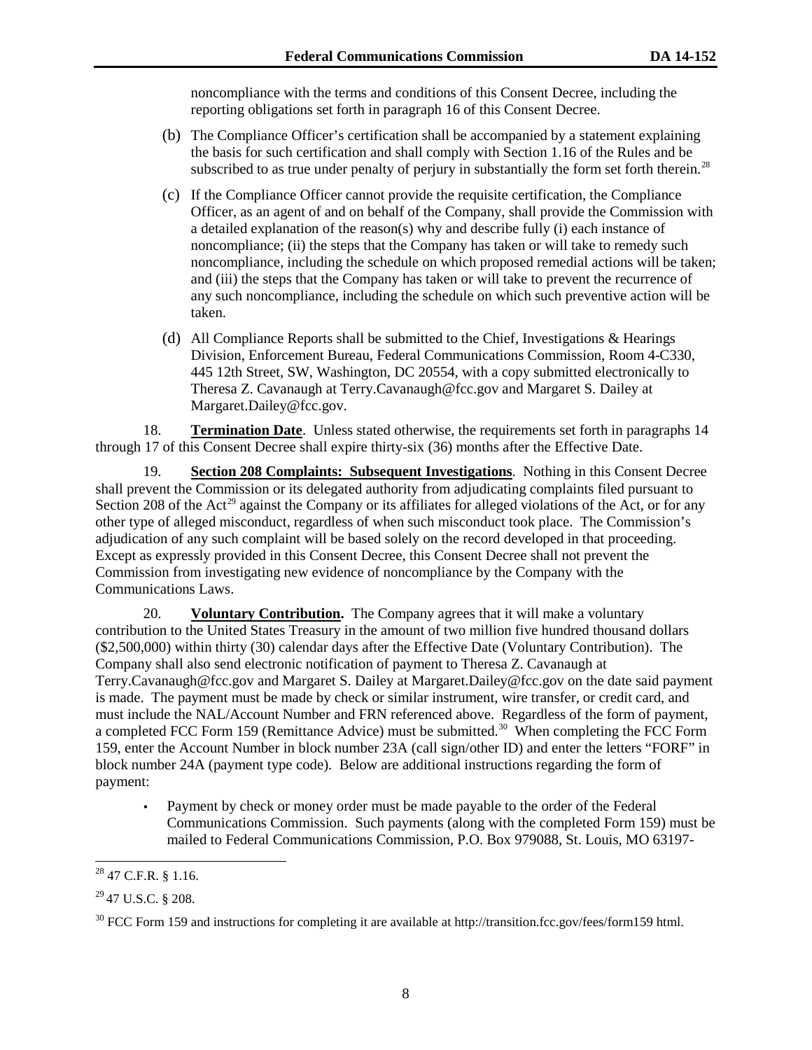noncompliance with the terms and conditions of this Consent Decree, including the reporting obligations set forth in paragraph 16 of this Consent Decree.

(b) The Compliance Officer's certification shall be accompanied by a statement explaining the basis for such certification and shall comply with Section 1.16 of the Rules and be subscribed to as true under penalty of perjury in substantially the form set forth therein.[28]

(c) If the Compliance Officer cannot provide the requisite certification, the Compliance Officer, as an agent of and on behalf of the Company, shall provide the Commission with a detailed explanation of the reason(s) why and describe fully (i) each instance of noncompliance; (ii) the steps that the Company has taken or will take to remedy such noncompliance, including the schedule on which proposed remedial actions will be taken; and (iii) the steps that the Company has taken or will take to prevent the recurrence of any such noncompliance, including the schedule on which such preventive action will be taken.

(d) All Compliance Reports shall be submitted to the Chief, Investigations & Hearings Division, Enforcement Bureau, Federal Communications Commission, Room 4-C330, 445 12th Street, SW, Washington, DC 20554, with a copy submitted electronically to Theresa Z. Cavanaugh at Terry.Cavanaugh@fcc.gov and Margaret S. Dailey at Margaret.Dailey@fcc.gov.

18. **Termination Date**. Unless stated otherwise, the requirements set forth in paragraphs 14 through 17 of this Consent Decree shall expire thirty-six (36) months after the Effective Date.

19. **Section 208 Complaints: Subsequent Investigations**. Nothing in this Consent Decree shall prevent the Commission or its delegated authority from adjudicating complaints filed pursuant to Section 208 of the Act[29] against the Company or its affiliates for alleged violations of the Act, or for any other type of alleged misconduct, regardless of when such misconduct took place. The Commission's adjudication of any such complaint will be based solely on the record developed in that proceeding. Except as expressly provided in this Consent Decree, this Consent Decree shall not prevent the Commission from investigating new evidence of noncompliance by the Company with the Communications Laws.

20. **Voluntary Contribution.** The Company agrees that it will make a voluntary contribution to the United States Treasury in the amount of two million five hundred thousand dollars ($2,500,000) within thirty (30) calendar days after the Effective Date (Voluntary Contribution). The Company shall also send electronic notification of payment to Theresa Z. Cavanaugh at Terry.Cavanaugh@fcc.gov and Margaret S. Dailey at Margaret.Dailey@fcc.gov on the date said payment is made. The payment must be made by check or similar instrument, wire transfer, or credit card, and must include the NAL/Account Number and FRN referenced above. Regardless of the form of payment, a completed FCC Form 159 (Remittance Advice) must be submitted.[30] When completing the FCC Form 159, enter the Account Number in block number 23A (call sign/other ID) and enter the letters "FORF" in block number 24A (payment type code). Below are additional instructions regarding the form of payment:

- Payment by check or money order must be made payable to the order of the Federal Communications Commission. Such payments (along with the completed Form 159) must be mailed to Federal Communications Commission, P.O. Box 979088, St. Louis, MO 63197-

---

[28] 47 C.F.R. § 1.16.

[29] 47 U.S.C. § 208.

[30] FCC Form 159 and instructions for completing it are available at http://transition.fcc.gov/fees/form159 html.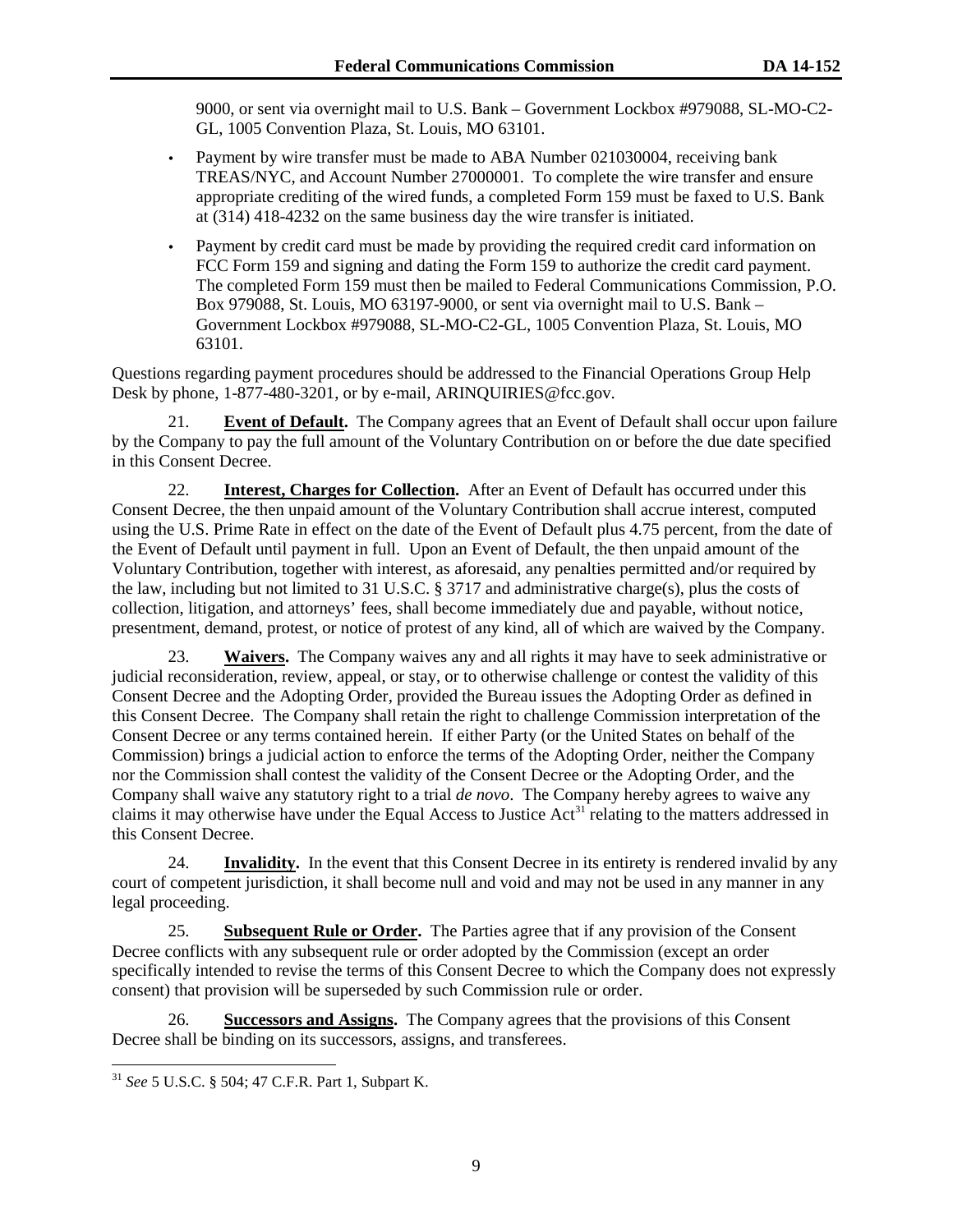9000, or sent via overnight mail to U.S. Bank – Government Lockbox #979088, SL-MO-C2-GL, 1005 Convention Plaza, St. Louis, MO 63101.

- Payment by wire transfer must be made to ABA Number 021030004, receiving bank TREAS/NYC, and Account Number 27000001. To complete the wire transfer and ensure appropriate crediting of the wired funds, a completed Form 159 must be faxed to U.S. Bank at (314) 418-4232 on the same business day the wire transfer is initiated.
- Payment by credit card must be made by providing the required credit card information on FCC Form 159 and signing and dating the Form 159 to authorize the credit card payment. The completed Form 159 must then be mailed to Federal Communications Commission, P.O. Box 979088, St. Louis, MO 63197-9000, or sent via overnight mail to U.S. Bank – Government Lockbox #979088, SL-MO-C2-GL, 1005 Convention Plaza, St. Louis, MO 63101.

Questions regarding payment procedures should be addressed to the Financial Operations Group Help Desk by phone, 1-877-480-3201, or by e-mail, ARINQUIRIES@fcc.gov.

21. **Event of Default.** The Company agrees that an Event of Default shall occur upon failure by the Company to pay the full amount of the Voluntary Contribution on or before the due date specified in this Consent Decree.

22. **Interest, Charges for Collection.** After an Event of Default has occurred under this Consent Decree, the then unpaid amount of the Voluntary Contribution shall accrue interest, computed using the U.S. Prime Rate in effect on the date of the Event of Default plus 4.75 percent, from the date of the Event of Default until payment in full. Upon an Event of Default, the then unpaid amount of the Voluntary Contribution, together with interest, as aforesaid, any penalties permitted and/or required by the law, including but not limited to 31 U.S.C. § 3717 and administrative charge(s), plus the costs of collection, litigation, and attorneys' fees, shall become immediately due and payable, without notice, presentment, demand, protest, or notice of protest of any kind, all of which are waived by the Company.

23. **Waivers.** The Company waives any and all rights it may have to seek administrative or judicial reconsideration, review, appeal, or stay, or to otherwise challenge or contest the validity of this Consent Decree and the Adopting Order, provided the Bureau issues the Adopting Order as defined in this Consent Decree. The Company shall retain the right to challenge Commission interpretation of the Consent Decree or any terms contained herein. If either Party (or the United States on behalf of the Commission) brings a judicial action to enforce the terms of the Adopting Order, neither the Company nor the Commission shall contest the validity of the Consent Decree or the Adopting Order, and the Company shall waive any statutory right to a trial *de novo*. The Company hereby agrees to waive any claims it may otherwise have under the Equal Access to Justice Act[31] relating to the matters addressed in this Consent Decree.

24. **Invalidity.** In the event that this Consent Decree in its entirety is rendered invalid by any court of competent jurisdiction, it shall become null and void and may not be used in any manner in any legal proceeding.

25. **Subsequent Rule or Order.** The Parties agree that if any provision of the Consent Decree conflicts with any subsequent rule or order adopted by the Commission (except an order specifically intended to revise the terms of this Consent Decree to which the Company does not expressly consent) that provision will be superseded by such Commission rule or order.

26. **Successors and Assigns.** The Company agrees that the provisions of this Consent Decree shall be binding on its successors, assigns, and transferees.

---

[31] *See* 5 U.S.C. § 504; 47 C.F.R. Part 1, Subpart K.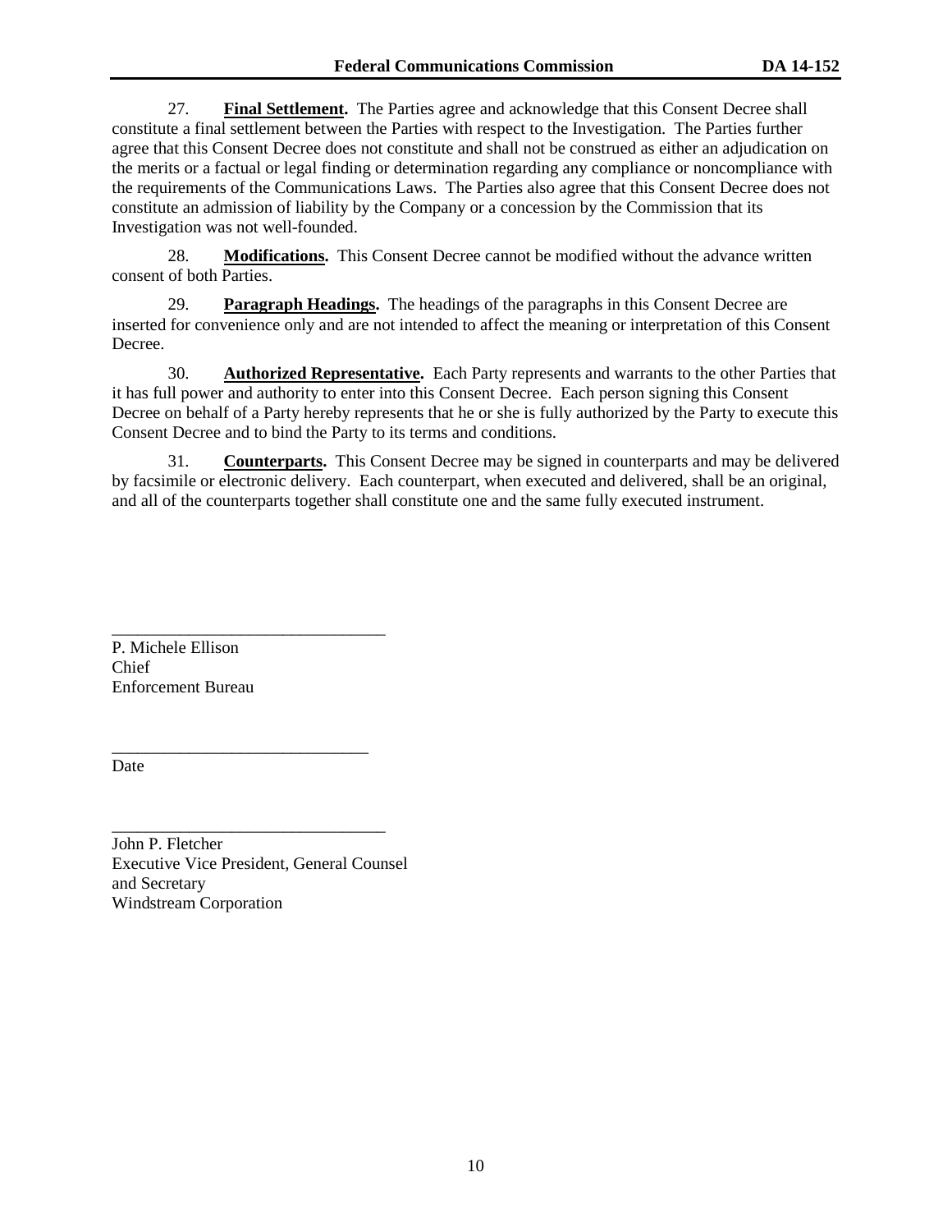27. **Final Settlement.** The Parties agree and acknowledge that this Consent Decree shall constitute a final settlement between the Parties with respect to the Investigation. The Parties further agree that this Consent Decree does not constitute and shall not be construed as either an adjudication on the merits or a factual or legal finding or determination regarding any compliance or noncompliance with the requirements of the Communications Laws. The Parties also agree that this Consent Decree does not constitute an admission of liability by the Company or a concession by the Commission that its Investigation was not well-founded.

28. **Modifications.** This Consent Decree cannot be modified without the advance written consent of both Parties.

29. **Paragraph Headings.** The headings of the paragraphs in this Consent Decree are inserted for convenience only and are not intended to affect the meaning or interpretation of this Consent Decree.

30. **Authorized Representative.** Each Party represents and warrants to the other Parties that it has full power and authority to enter into this Consent Decree. Each person signing this Consent Decree on behalf of a Party hereby represents that he or she is fully authorized by the Party to execute this Consent Decree and to bind the Party to its terms and conditions.

31. **Counterparts.** This Consent Decree may be signed in counterparts and may be delivered by facsimile or electronic delivery. Each counterpart, when executed and delivered, shall be an original, and all of the counterparts together shall constitute one and the same fully executed instrument.

________________________________
P. Michele Ellison
Chief
Enforcement Bureau

______________________________
Date

________________________________
John P. Fletcher
Executive Vice President, General Counsel
and Secretary
Windstream Corporation